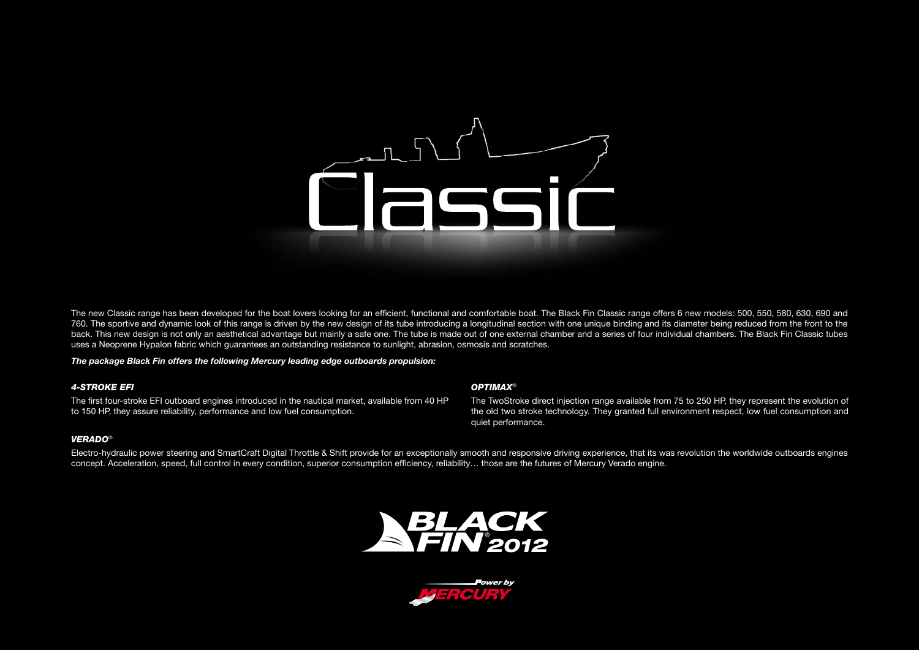# Classic

The new Classic range has been developed for the boat lovers looking for an efficient, functional and comfortable boat. The Black Fin Classic range offers 6 new models: 500, 550, 580, 630, 690 and 760. The sportive and dynamic look of this range is driven by the new design of its tube introducing a longitudinal section with one unique binding and its diameter being reduced from the front to the back. This new design is not only an aesthetical advantage but mainly a safe one. The tube is made out of one external chamber and a series of four individual chambers. The Black Fin Classic tubes uses a Neoprene Hypalon fabric which guarantees an outstanding resistance to sunlight, abrasion, osmosis and scratches.

***The package Black Fin offers the following Mercury leading edge outboards propulsion:***

***4-STROKE EFI***

The first four-stroke EFI outboard engines introduced in the nautical market, available from 40 HP to 150 HP, they assure reliability, performance and low fuel consumption.

***OPTIMAX®***

The TwoStroke direct injection range available from 75 to 250 HP, they represent the evolution of the old two stroke technology. They granted full environment respect, low fuel consumption and quiet performance.

***VERADO®.***

Electro-hydraulic power steering and SmartCraft Digital Throttle & Shift provide for an exceptionally smooth and responsive driving experience, that its was revolution the worldwide outboards engines concept. Acceleration, speed, full control in every condition, superior consumption efficiency, reliability… those are the futures of Mercury Verado engine.

BLACK FIN® 2012

Power by MERCURY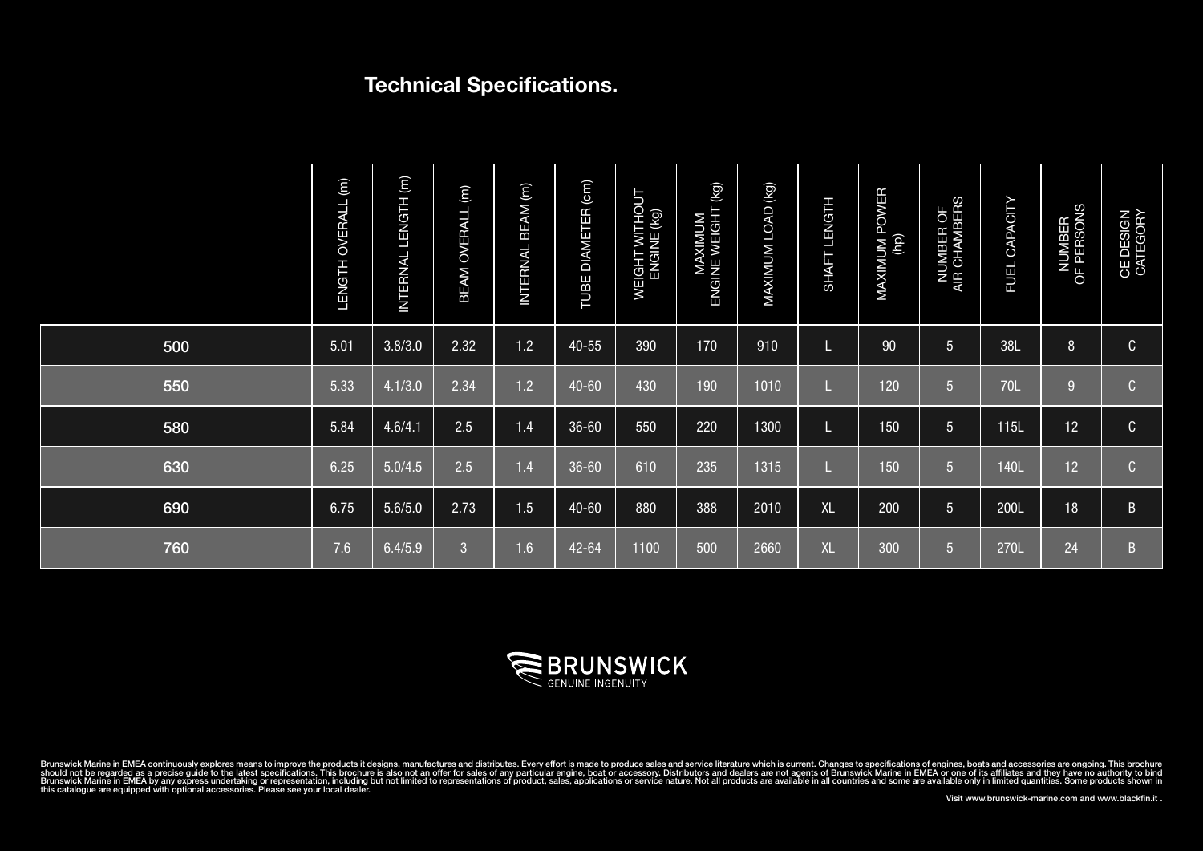## Technical Specifications.

| | LENGTH OVERALL (m) | INTERNAL LENGTH (m) | BEAM OVERALL (m) | INTERNAL BEAM (m) | TUBE DIAMETER (cm) | WEIGHT WITHOUT ENGINE (kg) | MAXIMUM ENGINE WEIGHT (kg) | MAXIMUM LOAD (kg) | SHAFT LENGTH | MAXIMUM POWER (hp) | NUMBER OF AIR CHAMBERS | FUEL CAPACITY | NUMBER OF PERSONS | CE DESIGN CATEGORY |
|---|---|---|---|---|---|---|---|---|---|---|---|---|---|---|
| 500 | 5.01 | 3.8/3.0 | 2.32 | 1.2 | 40-55 | 390 | 170 | 910 | L | 90 | 5 | 38L | 8 | C |
| 550 | 5.33 | 4.1/3.0 | 2.34 | 1.2 | 40-60 | 430 | 190 | 1010 | L | 120 | 5 | 70L | 9 | C |
| 580 | 5.84 | 4.6/4.1 | 2.5 | 1.4 | 36-60 | 550 | 220 | 1300 | L | 150 | 5 | 115L | 12 | C |
| 630 | 6.25 | 5.0/4.5 | 2.5 | 1.4 | 36-60 | 610 | 235 | 1315 | L | 150 | 5 | 140L | 12 | C |
| 690 | 6.75 | 5.6/5.0 | 2.73 | 1.5 | 40-60 | 880 | 388 | 2010 | XL | 200 | 5 | 200L | 18 | B |
| 760 | 7.6 | 6.4/5.9 | 3 | 1.6 | 42-64 | 1100 | 500 | 2660 | XL | 300 | 5 | 270L | 24 | B |

BRUNSWICK
GENUINE INGENUITY

Brunswick Marine in EMEA continuously explores means to improve the products it designs, manufactures and distributes. Every effort is made to produce sales and service literature which is current. Changes to specifications of engines, boats and accessories are ongoing. This brochure should not be regarded as a precise guide to the latest specifications. This brochure is also not an offer for sales of any particular engine, boat or accessory. Distributors and dealers are not agents of Brunswick Marine in EMEA or one of its affiliates and they have no authority to bind Brunswick Marine in EMEA by any express undertaking or representation, including but not limited to representations of product, sales, applications or service nature. Not all products are available in all countries and some are available only in limited quantities. Some products shown in this catalogue are equipped with optional accessories. Please see your local dealer.

Visit www.brunswick-marine.com and www.blackfin.it .